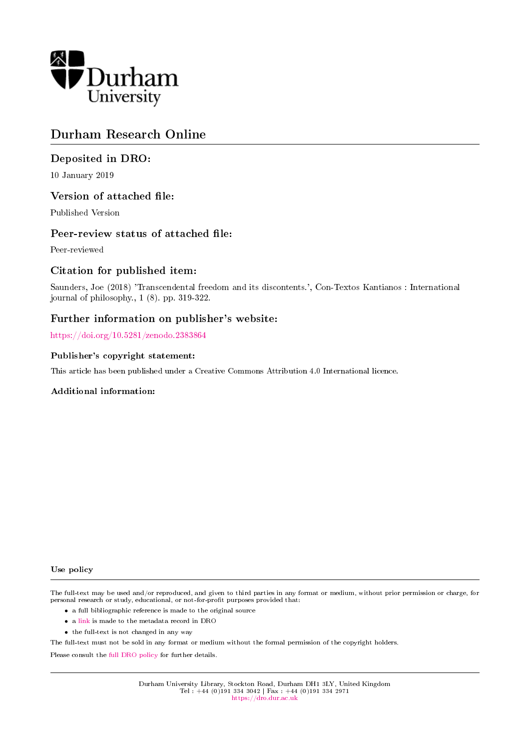Durham University

# Durham Research Online

## Deposited in DRO:

10 January 2019

## Version of attached file:

Published Version

## Peer-review status of attached file:

Peer-reviewed

## Citation for published item:

Saunders, Joe (2018) 'Transcendental freedom and its discontents.', Con-Textos Kantianos : International journal of philosophy., 1 (8). pp. 319-322.

## Further information on publisher's website:

https://doi.org/10.5281/zenodo.2383864

### Publisher's copyright statement:

This article has been published under a Creative Commons Attribution 4.0 International licence.

### Additional information:

#### Use policy

The full-text may be used and/or reproduced, and given to third parties in any format or medium, without prior permission or charge, for personal research or study, educational, or not-for-profit purposes provided that:

- a full bibliographic reference is made to the original source
- a link is made to the metadata record in DRO
- the full-text is not changed in any way

The full-text must not be sold in any format or medium without the formal permission of the copyright holders.

Please consult the full DRO policy for further details.

Durham University Library, Stockton Road, Durham DH1 3LY, United Kingdom
Tel : +44 (0)191 334 3042 | Fax : +44 (0)191 334 2971
https://dro.dur.ac.uk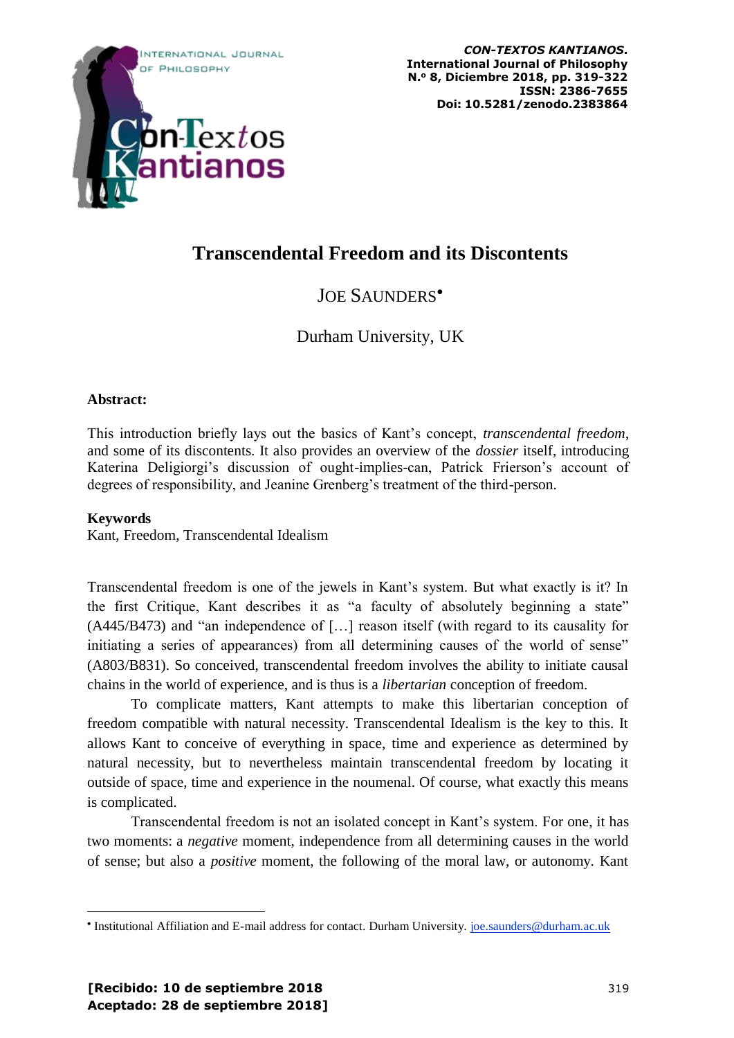# Transcendental Freedom and its Discontents

JOE SAUNDERS[•]

Durham University, UK

**Abstract:**

This introduction briefly lays out the basics of Kant's concept, *transcendental freedom*, and some of its discontents. It also provides an overview of the *dossier* itself, introducing Katerina Deligiorgi's discussion of ought-implies-can, Patrick Frierson's account of degrees of responsibility, and Jeanine Grenberg's treatment of the third-person.

**Keywords**

Kant, Freedom, Transcendental Idealism

Transcendental freedom is one of the jewels in Kant's system. But what exactly is it? In the first Critique, Kant describes it as "a faculty of absolutely beginning a state" (A445/B473) and "an independence of […] reason itself (with regard to its causality for initiating a series of appearances) from all determining causes of the world of sense" (A803/B831). So conceived, transcendental freedom involves the ability to initiate causal chains in the world of experience, and is thus is a *libertarian* conception of freedom.

To complicate matters, Kant attempts to make this libertarian conception of freedom compatible with natural necessity. Transcendental Idealism is the key to this. It allows Kant to conceive of everything in space, time and experience as determined by natural necessity, but to nevertheless maintain transcendental freedom by locating it outside of space, time and experience in the noumenal. Of course, what exactly this means is complicated.

Transcendental freedom is not an isolated concept in Kant's system. For one, it has two moments: a *negative* moment, independence from all determining causes in the world of sense; but also a *positive* moment, the following of the moral law, or autonomy. Kant

[•] Institutional Affiliation and E-mail address for contact. Durham University. joe.saunders@durham.ac.uk

**[Recibido: 10 de septiembre 2018**
**Aceptado: 28 de septiembre 2018]**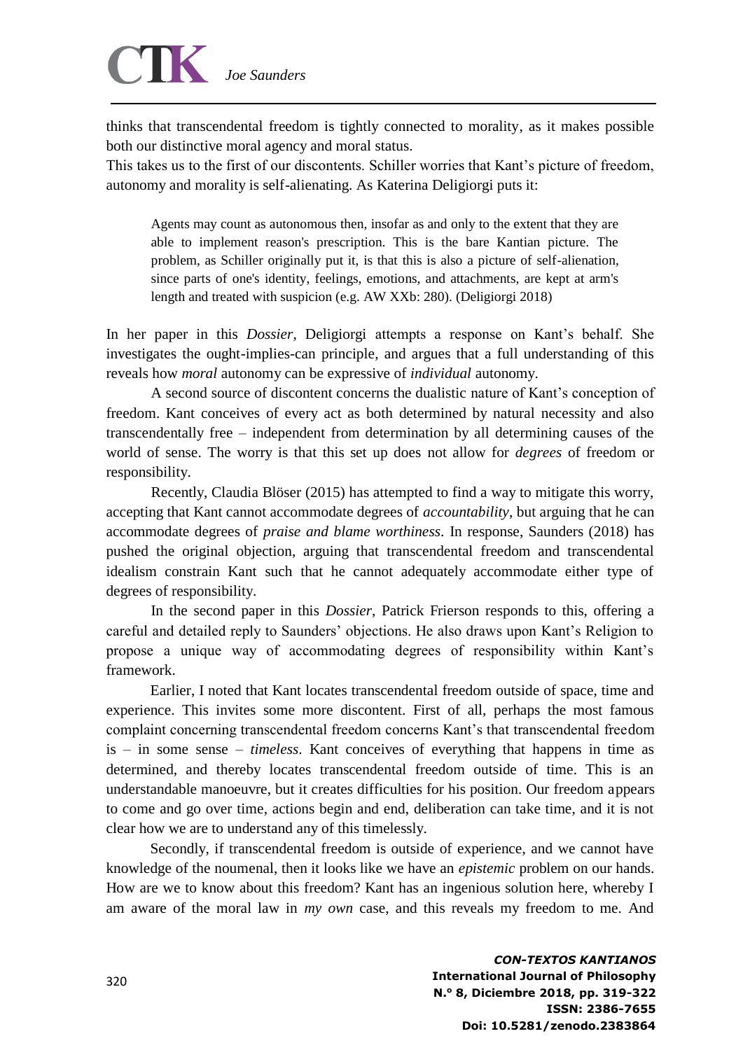thinks that transcendental freedom is tightly connected to morality, as it makes possible both our distinctive moral agency and moral status.

This takes us to the first of our discontents. Schiller worries that Kant's picture of freedom, autonomy and morality is self-alienating. As Katerina Deligiorgi puts it:

> Agents may count as autonomous then, insofar as and only to the extent that they are able to implement reason's prescription. This is the bare Kantian picture. The problem, as Schiller originally put it, is that this is also a picture of self-alienation, since parts of one's identity, feelings, emotions, and attachments, are kept at arm's length and treated with suspicion (e.g. AW XXb: 280). (Deligiorgi 2018)

In her paper in this *Dossier*, Deligiorgi attempts a response on Kant's behalf. She investigates the ought-implies-can principle, and argues that a full understanding of this reveals how *moral* autonomy can be expressive of *individual* autonomy.

A second source of discontent concerns the dualistic nature of Kant's conception of freedom. Kant conceives of every act as both determined by natural necessity and also transcendentally free – independent from determination by all determining causes of the world of sense. The worry is that this set up does not allow for *degrees* of freedom or responsibility.

Recently, Claudia Blöser (2015) has attempted to find a way to mitigate this worry, accepting that Kant cannot accommodate degrees of *accountability*, but arguing that he can accommodate degrees of *praise and blame worthiness*. In response, Saunders (2018) has pushed the original objection, arguing that transcendental freedom and transcendental idealism constrain Kant such that he cannot adequately accommodate either type of degrees of responsibility.

In the second paper in this *Dossier*, Patrick Frierson responds to this, offering a careful and detailed reply to Saunders' objections. He also draws upon Kant's Religion to propose a unique way of accommodating degrees of responsibility within Kant's framework.

Earlier, I noted that Kant locates transcendental freedom outside of space, time and experience. This invites some more discontent. First of all, perhaps the most famous complaint concerning transcendental freedom concerns Kant's that transcendental freedom is – in some sense – *timeless*. Kant conceives of everything that happens in time as determined, and thereby locates transcendental freedom outside of time. This is an understandable manoeuvre, but it creates difficulties for his position. Our freedom appears to come and go over time, actions begin and end, deliberation can take time, and it is not clear how we are to understand any of this timelessly.

Secondly, if transcendental freedom is outside of experience, and we cannot have knowledge of the noumenal, then it looks like we have an *epistemic* problem on our hands. How are we to know about this freedom? Kant has an ingenious solution here, whereby I am aware of the moral law in *my own* case, and this reveals my freedom to me. And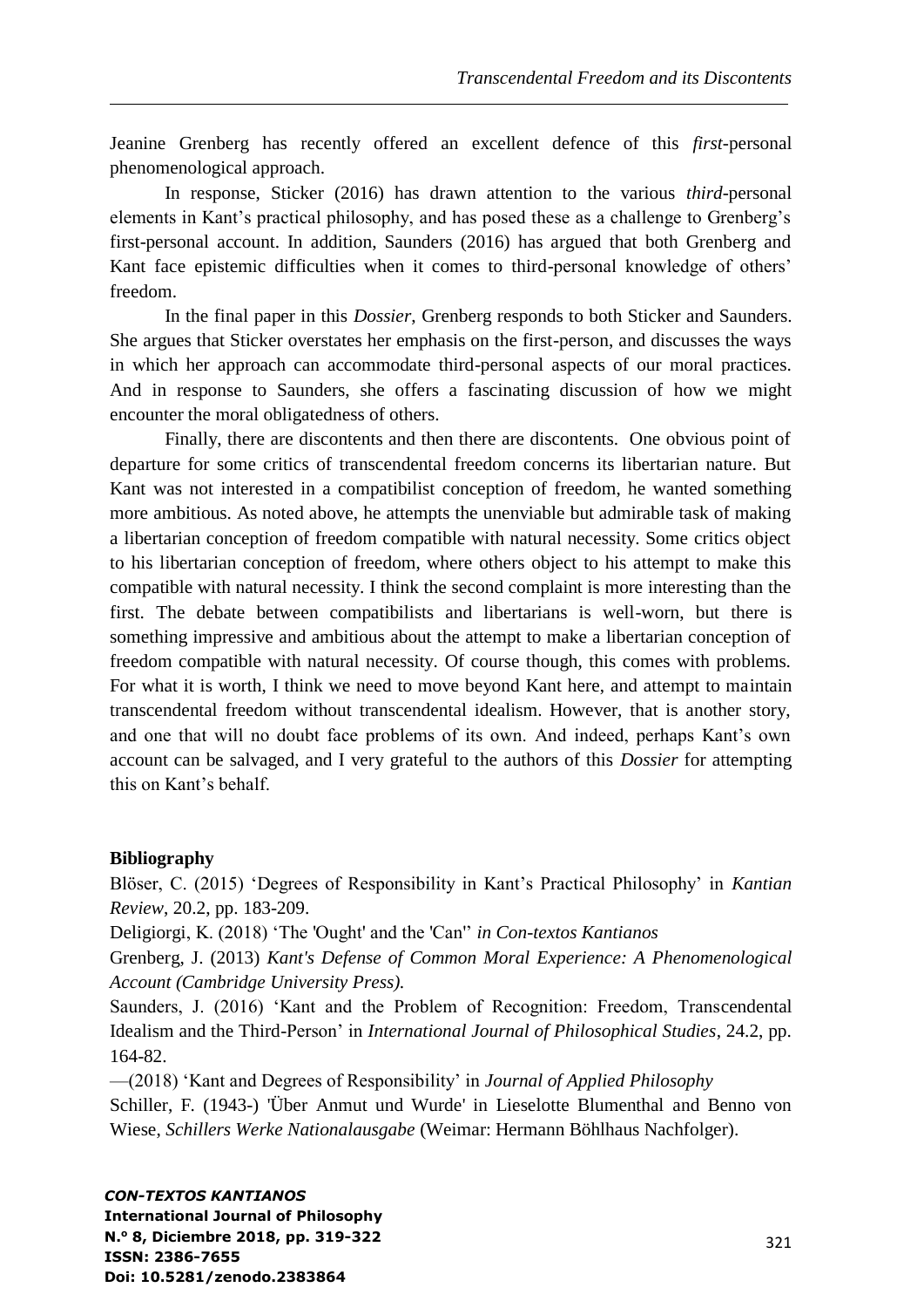Jeanine Grenberg has recently offered an excellent defence of this *first*-personal phenomenological approach.

In response, Sticker (2016) has drawn attention to the various *third*-personal elements in Kant's practical philosophy, and has posed these as a challenge to Grenberg's first-personal account. In addition, Saunders (2016) has argued that both Grenberg and Kant face epistemic difficulties when it comes to third-personal knowledge of others' freedom.

In the final paper in this *Dossier*, Grenberg responds to both Sticker and Saunders. She argues that Sticker overstates her emphasis on the first-person, and discusses the ways in which her approach can accommodate third-personal aspects of our moral practices. And in response to Saunders, she offers a fascinating discussion of how we might encounter the moral obligatedness of others.

Finally, there are discontents and then there are discontents. One obvious point of departure for some critics of transcendental freedom concerns its libertarian nature. But Kant was not interested in a compatibilist conception of freedom, he wanted something more ambitious. As noted above, he attempts the unenviable but admirable task of making a libertarian conception of freedom compatible with natural necessity. Some critics object to his libertarian conception of freedom, where others object to his attempt to make this compatible with natural necessity. I think the second complaint is more interesting than the first. The debate between compatibilists and libertarians is well-worn, but there is something impressive and ambitious about the attempt to make a libertarian conception of freedom compatible with natural necessity. Of course though, this comes with problems. For what it is worth, I think we need to move beyond Kant here, and attempt to maintain transcendental freedom without transcendental idealism. However, that is another story, and one that will no doubt face problems of its own. And indeed, perhaps Kant's own account can be salvaged, and I very grateful to the authors of this *Dossier* for attempting this on Kant's behalf.

**Bibliography**

Blöser, C. (2015) 'Degrees of Responsibility in Kant's Practical Philosophy' in *Kantian Review*, 20.2, pp. 183-209.

Deligiorgi, K. (2018) 'The 'Ought' and the 'Can'' *in Con-textos Kantianos*

Grenberg, J. (2013) *Kant's Defense of Common Moral Experience: A Phenomenological Account (Cambridge University Press).*

Saunders, J. (2016) 'Kant and the Problem of Recognition: Freedom, Transcendental Idealism and the Third-Person' in *International Journal of Philosophical Studies*, 24.2, pp. 164-82.

—(2018) 'Kant and Degrees of Responsibility' in *Journal of Applied Philosophy*

Schiller, F. (1943-) 'Über Anmut und Wurde' in Lieselotte Blumenthal and Benno von Wiese, *Schillers Werke Nationalausgabe* (Weimar: Hermann Böhlhaus Nachfolger).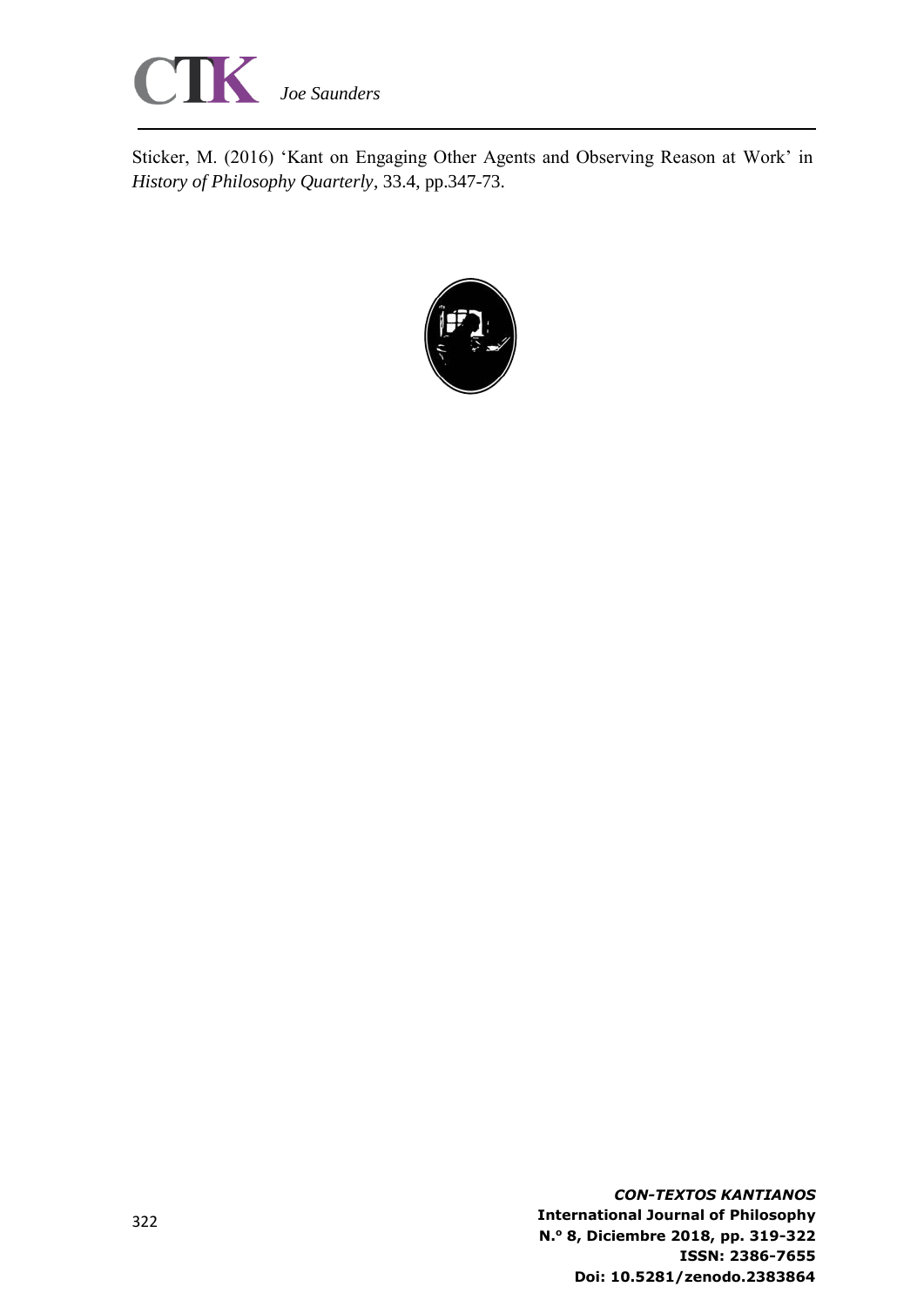Sticker, M. (2016) 'Kant on Engaging Other Agents and Observing Reason at Work' in *History of Philosophy Quarterly*, 33.4, pp.347-73.